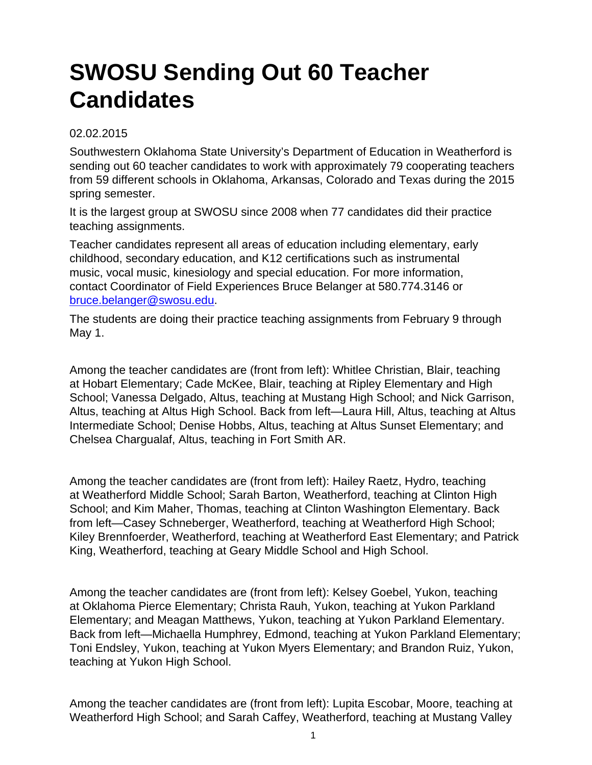# SWOSU Sending Out 60 Teacher Candidates

02.02.2015

Southwestern Oklahoma State University's Department of Education in Weatherford is sending out 60 teacher candidates to work with approximately 79 cooperating teachers from 59 different schools in Oklahoma, Arkansas, Colorado and Texas during the 2015 spring semester.

It is the largest group at SWOSU since 2008 when 77 candidates did their practice teaching assignments.

Teacher candidates represent all areas of education including elementary, early childhood, secondary education, and K12 certifications such as instrumental music, vocal music, kinesiology and special education. For more information, contact Coordinator of Field Experiences Bruce Belanger at 580.774.3146 or bruce.belanger@swosu.edu.

The students are doing their practice teaching assignments from February 9 through May 1.

Among the teacher candidates are (front from left): Whitlee Christian, Blair, teaching at Hobart Elementary; Cade McKee, Blair, teaching at Ripley Elementary and High School; Vanessa Delgado, Altus, teaching at Mustang High School; and Nick Garrison, Altus, teaching at Altus High School. Back from left—Laura Hill, Altus, teaching at Altus Intermediate School; Denise Hobbs, Altus, teaching at Altus Sunset Elementary; and Chelsea Chargualaf, Altus, teaching in Fort Smith AR.

Among the teacher candidates are (front from left): Hailey Raetz, Hydro, teaching at Weatherford Middle School; Sarah Barton, Weatherford, teaching at Clinton High School; and Kim Maher, Thomas, teaching at Clinton Washington Elementary. Back from left—Casey Schneberger, Weatherford, teaching at Weatherford High School; Kiley Brennfoerder, Weatherford, teaching at Weatherford East Elementary; and Patrick King, Weatherford, teaching at Geary Middle School and High School.

Among the teacher candidates are (front from left): Kelsey Goebel, Yukon, teaching at Oklahoma Pierce Elementary; Christa Rauh, Yukon, teaching at Yukon Parkland Elementary; and Meagan Matthews, Yukon, teaching at Yukon Parkland Elementary. Back from left—Michaella Humphrey, Edmond, teaching at Yukon Parkland Elementary; Toni Endsley, Yukon, teaching at Yukon Myers Elementary; and Brandon Ruiz, Yukon, teaching at Yukon High School.

Among the teacher candidates are (front from left): Lupita Escobar, Moore, teaching at Weatherford High School; and Sarah Caffey, Weatherford, teaching at Mustang Valley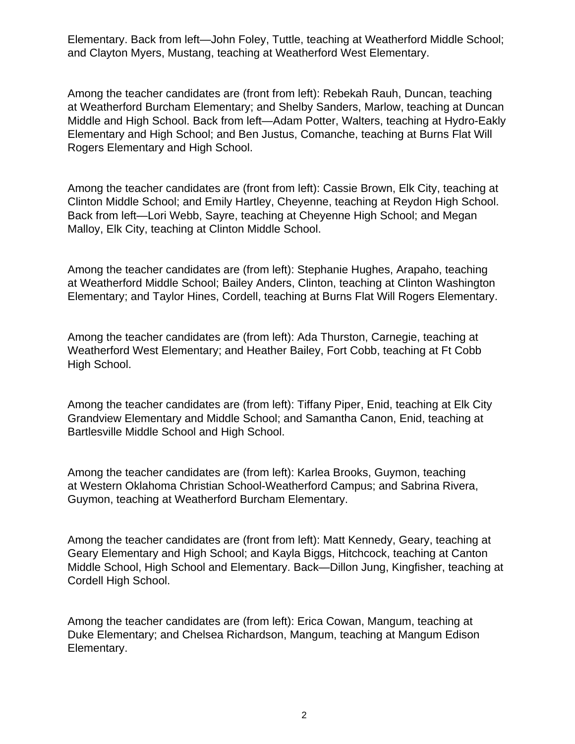Elementary. Back from left—John Foley, Tuttle, teaching at Weatherford Middle School; and Clayton Myers, Mustang, teaching at Weatherford West Elementary.

Among the teacher candidates are (front from left): Rebekah Rauh, Duncan, teaching at Weatherford Burcham Elementary; and Shelby Sanders, Marlow, teaching at Duncan Middle and High School. Back from left—Adam Potter, Walters, teaching at Hydro-Eakly Elementary and High School; and Ben Justus, Comanche, teaching at Burns Flat Will Rogers Elementary and High School.

Among the teacher candidates are (front from left): Cassie Brown, Elk City, teaching at Clinton Middle School; and Emily Hartley, Cheyenne, teaching at Reydon High School. Back from left—Lori Webb, Sayre, teaching at Cheyenne High School; and Megan Malloy, Elk City, teaching at Clinton Middle School.

Among the teacher candidates are (from left): Stephanie Hughes, Arapaho, teaching at Weatherford Middle School; Bailey Anders, Clinton, teaching at Clinton Washington Elementary; and Taylor Hines, Cordell, teaching at Burns Flat Will Rogers Elementary.

Among the teacher candidates are (from left): Ada Thurston, Carnegie, teaching at Weatherford West Elementary; and Heather Bailey, Fort Cobb, teaching at Ft Cobb High School.

Among the teacher candidates are (from left): Tiffany Piper, Enid, teaching at Elk City Grandview Elementary and Middle School; and Samantha Canon, Enid, teaching at Bartlesville Middle School and High School.

Among the teacher candidates are (from left): Karlea Brooks, Guymon, teaching at Western Oklahoma Christian School-Weatherford Campus; and Sabrina Rivera, Guymon, teaching at Weatherford Burcham Elementary.

Among the teacher candidates are (front from left): Matt Kennedy, Geary, teaching at Geary Elementary and High School; and Kayla Biggs, Hitchcock, teaching at Canton Middle School, High School and Elementary. Back—Dillon Jung, Kingfisher, teaching at Cordell High School.

Among the teacher candidates are (from left): Erica Cowan, Mangum, teaching at Duke Elementary; and Chelsea Richardson, Mangum, teaching at Mangum Edison Elementary.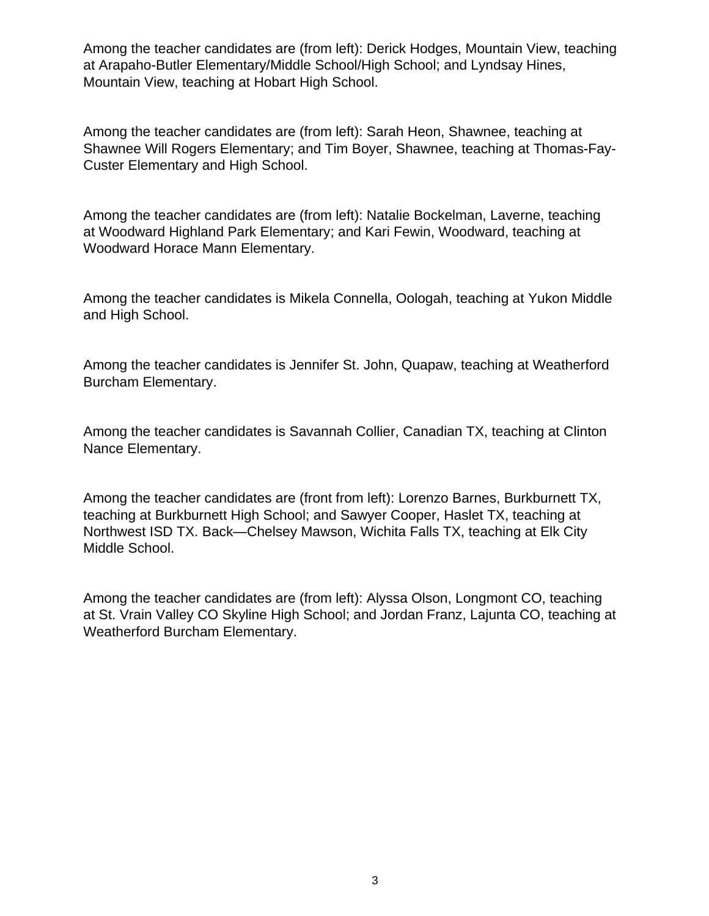Among the teacher candidates are (from left): Derick Hodges, Mountain View, teaching at Arapaho-Butler Elementary/Middle School/High School; and Lyndsay Hines, Mountain View, teaching at Hobart High School.

Among the teacher candidates are (from left): Sarah Heon, Shawnee, teaching at Shawnee Will Rogers Elementary; and Tim Boyer, Shawnee, teaching at Thomas-Fay-Custer Elementary and High School.

Among the teacher candidates are (from left): Natalie Bockelman, Laverne, teaching at Woodward Highland Park Elementary; and Kari Fewin, Woodward, teaching at Woodward Horace Mann Elementary.

Among the teacher candidates is Mikela Connella, Oologah, teaching at Yukon Middle and High School.

Among the teacher candidates is Jennifer St. John, Quapaw, teaching at Weatherford Burcham Elementary.

Among the teacher candidates is Savannah Collier, Canadian TX, teaching at Clinton Nance Elementary.

Among the teacher candidates are (front from left): Lorenzo Barnes, Burkburnett TX, teaching at Burkburnett High School; and Sawyer Cooper, Haslet TX, teaching at Northwest ISD TX. Back—Chelsey Mawson, Wichita Falls TX, teaching at Elk City Middle School.

Among the teacher candidates are (from left): Alyssa Olson, Longmont CO, teaching at St. Vrain Valley CO Skyline High School; and Jordan Franz, Lajunta CO, teaching at Weatherford Burcham Elementary.